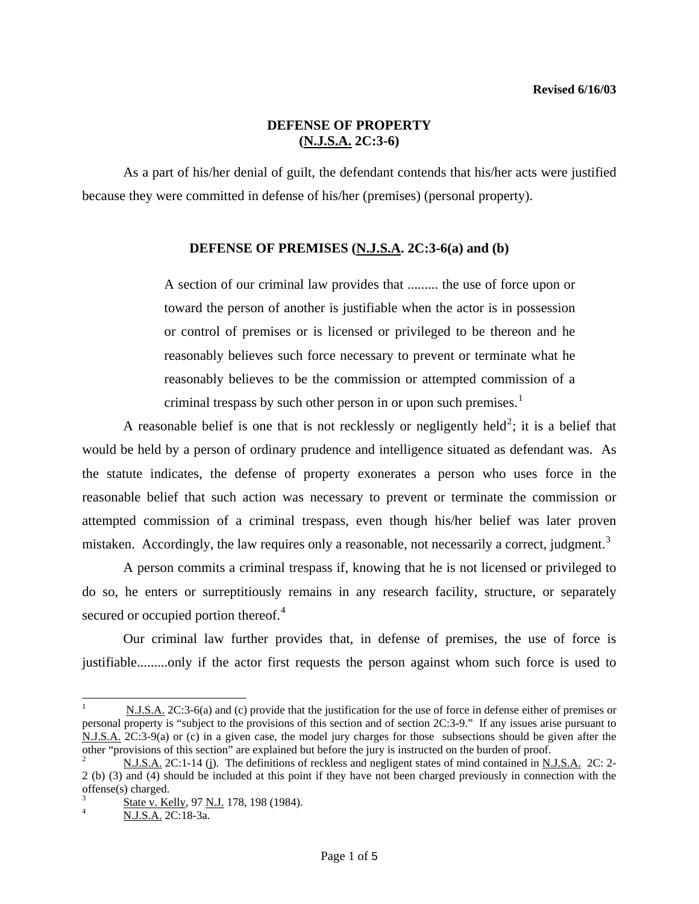Revised 6/16/03

# DEFENSE OF PROPERTY
## (N.J.S.A. 2C:3-6)

As a part of his/her denial of guilt, the defendant contends that his/her acts were justified because they were committed in defense of his/her (premises) (personal property).

### DEFENSE OF PREMISES (N.J.S.A. 2C:3-6(a) and (b)

> A section of our criminal law provides that ......... the use of force upon or toward the person of another is justifiable when the actor is in possession or control of premises or is licensed or privileged to be thereon and he reasonably believes such force necessary to prevent or terminate what he reasonably believes to be the commission or attempted commission of a criminal trespass by such other person in or upon such premises.[1]

A reasonable belief is one that is not recklessly or negligently held[2]; it is a belief that would be held by a person of ordinary prudence and intelligence situated as defendant was. As the statute indicates, the defense of property exonerates a person who uses force in the reasonable belief that such action was necessary to prevent or terminate the commission or attempted commission of a criminal trespass, even though his/her belief was later proven mistaken. Accordingly, the law requires only a reasonable, not necessarily a correct, judgment.[3]

A person commits a criminal trespass if, knowing that he is not licensed or privileged to do so, he enters or surreptitiously remains in any research facility, structure, or separately secured or occupied portion thereof.[4]

Our criminal law further provides that, in defense of premises, the use of force is justifiable.........only if the actor first requests the person against whom such force is used to

---

[1] N.J.S.A. 2C:3-6(a) and (c) provide that the justification for the use of force in defense either of premises or personal property is "subject to the provisions of this section and of section 2C:3-9." If any issues arise pursuant to N.J.S.A. 2C:3-9(a) or (c) in a given case, the model jury charges for those subsections should be given after the other "provisions of this section" are explained but before the jury is instructed on the burden of proof.

[2] N.J.S.A. 2C:1-14 (j). The definitions of reckless and negligent states of mind contained in N.J.S.A. 2C: 2-2 (b) (3) and (4) should be included at this point if they have not been charged previously in connection with the offense(s) charged.

[3] State v. Kelly, 97 N.J. 178, 198 (1984).

[4] N.J.S.A. 2C:18-3a.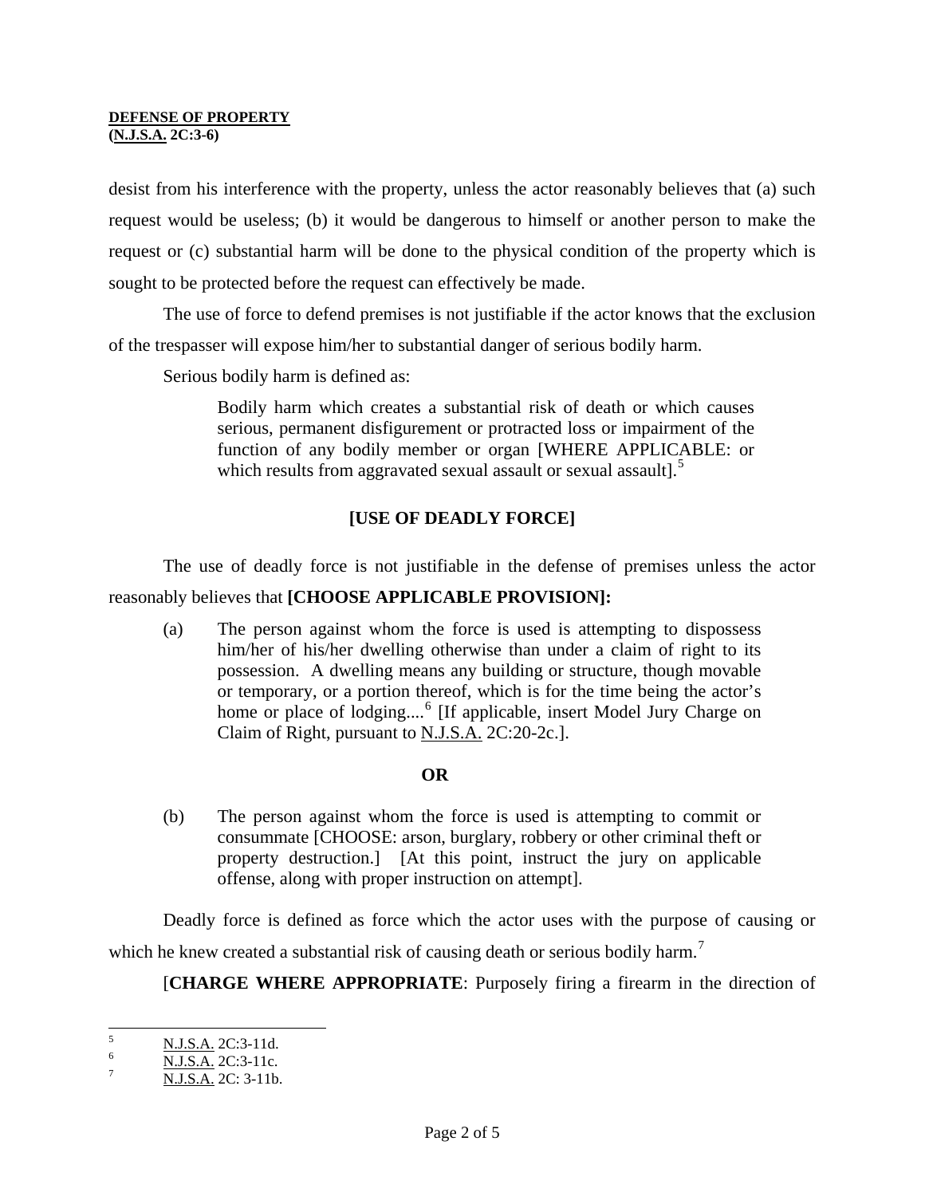desist from his interference with the property, unless the actor reasonably believes that (a) such request would be useless; (b) it would be dangerous to himself or another person to make the request or (c) substantial harm will be done to the physical condition of the property which is sought to be protected before the request can effectively be made.

The use of force to defend premises is not justifiable if the actor knows that the exclusion of the trespasser will expose him/her to substantial danger of serious bodily harm.

Serious bodily harm is defined as:

> Bodily harm which creates a substantial risk of death or which causes serious, permanent disfigurement or protracted loss or impairment of the function of any bodily member or organ [WHERE APPLICABLE: or which results from aggravated sexual assault or sexual assault].[5]

**[USE OF DEADLY FORCE]**

The use of deadly force is not justifiable in the defense of premises unless the actor reasonably believes that **[CHOOSE APPLICABLE PROVISION]:**

> (a) The person against whom the force is used is attempting to dispossess him/her of his/her dwelling otherwise than under a claim of right to its possession. A dwelling means any building or structure, though movable or temporary, or a portion thereof, which is for the time being the actor's home or place of lodging....[6] [If applicable, insert Model Jury Charge on Claim of Right, pursuant to N.J.S.A. 2C:20-2c.].

**OR**

> (b) The person against whom the force is used is attempting to commit or consummate [CHOOSE: arson, burglary, robbery or other criminal theft or property destruction.] [At this point, instruct the jury on applicable offense, along with proper instruction on attempt].

Deadly force is defined as force which the actor uses with the purpose of causing or which he knew created a substantial risk of causing death or serious bodily harm.[7]

[**CHARGE WHERE APPROPRIATE**: Purposely firing a firearm in the direction of

---

[5] N.J.S.A. 2C:3-11d.

[6] N.J.S.A. 2C:3-11c.

[7] N.J.S.A. 2C: 3-11b.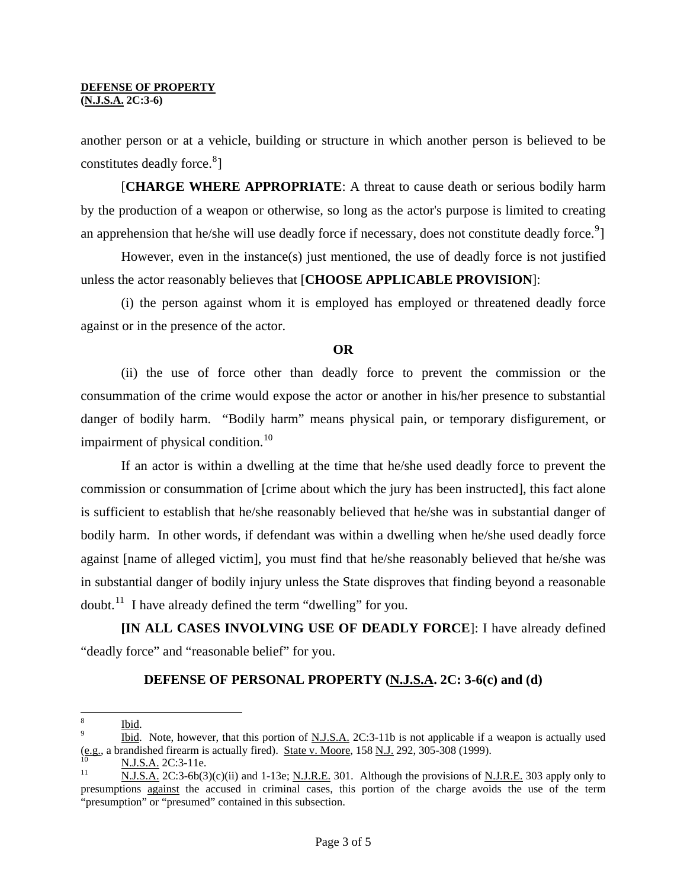another person or at a vehicle, building or structure in which another person is believed to be constitutes deadly force.[8]]

[**CHARGE WHERE APPROPRIATE**: A threat to cause death or serious bodily harm by the production of a weapon or otherwise, so long as the actor's purpose is limited to creating an apprehension that he/she will use deadly force if necessary, does not constitute deadly force.[9]]

However, even in the instance(s) just mentioned, the use of deadly force is not justified unless the actor reasonably believes that [**CHOOSE APPLICABLE PROVISION**]:

(i) the person against whom it is employed has employed or threatened deadly force against or in the presence of the actor.

**OR**

(ii) the use of force other than deadly force to prevent the commission or the consummation of the crime would expose the actor or another in his/her presence to substantial danger of bodily harm. "Bodily harm" means physical pain, or temporary disfigurement, or impairment of physical condition.[10]

If an actor is within a dwelling at the time that he/she used deadly force to prevent the commission or consummation of [crime about which the jury has been instructed], this fact alone is sufficient to establish that he/she reasonably believed that he/she was in substantial danger of bodily harm. In other words, if defendant was within a dwelling when he/she used deadly force against [name of alleged victim], you must find that he/she reasonably believed that he/she was in substantial danger of bodily injury unless the State disproves that finding beyond a reasonable doubt.[11] I have already defined the term "dwelling" for you.

**[IN ALL CASES INVOLVING USE OF DEADLY FORCE**]: I have already defined "deadly force" and "reasonable belief" for you.

## DEFENSE OF PERSONAL PROPERTY (N.J.S.A. 2C: 3-6(c) and (d)

---

[8] Ibid.

[9] Ibid. Note, however, that this portion of N.J.S.A. 2C:3-11b is not applicable if a weapon is actually used (e.g., a brandished firearm is actually fired). State v. Moore, 158 N.J. 292, 305-308 (1999).

[10] N.J.S.A. 2C:3-11e.

[11] N.J.S.A. 2C:3-6b(3)(c)(ii) and 1-13e; N.J.R.E. 301. Although the provisions of N.J.R.E. 303 apply only to presumptions against the accused in criminal cases, this portion of the charge avoids the use of the term "presumption" or "presumed" contained in this subsection.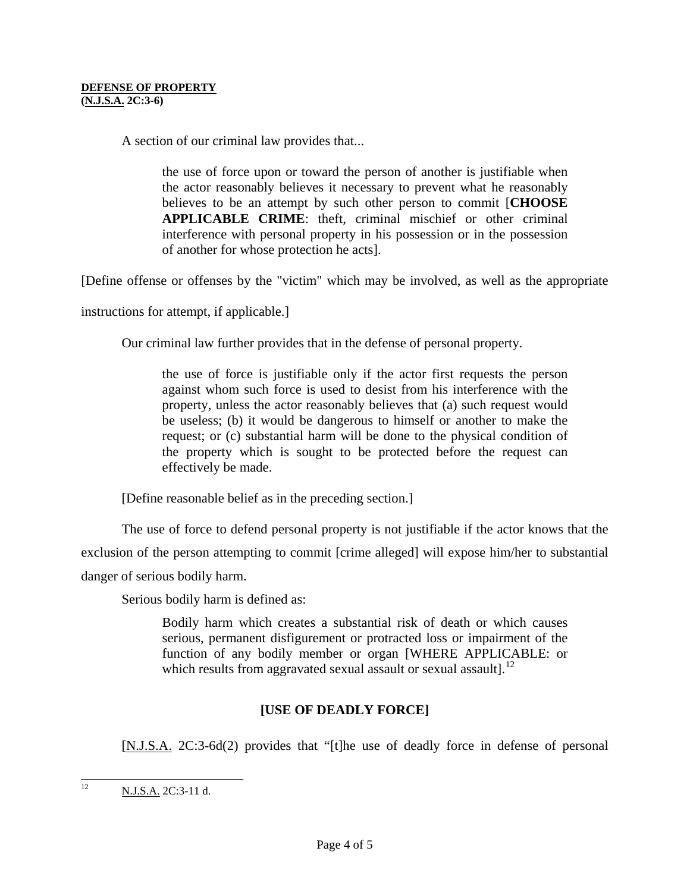**DEFENSE OF PROPERTY**
**(N.J.S.A. 2C:3-6)**

A section of our criminal law provides that...

> the use of force upon or toward the person of another is justifiable when the actor reasonably believes it necessary to prevent what he reasonably believes to be an attempt by such other person to commit [**CHOOSE APPLICABLE CRIME**: theft, criminal mischief or other criminal interference with personal property in his possession or in the possession of another for whose protection he acts].

[Define offense or offenses by the "victim" which may be involved, as well as the appropriate instructions for attempt, if applicable.]

Our criminal law further provides that in the defense of personal property.

> the use of force is justifiable only if the actor first requests the person against whom such force is used to desist from his interference with the property, unless the actor reasonably believes that (a) such request would be useless; (b) it would be dangerous to himself or another to make the request; or (c) substantial harm will be done to the physical condition of the property which is sought to be protected before the request can effectively be made.

[Define reasonable belief as in the preceding section.]

The use of force to defend personal property is not justifiable if the actor knows that the exclusion of the person attempting to commit [crime alleged] will expose him/her to substantial danger of serious bodily harm.

Serious bodily harm is defined as:

> Bodily harm which creates a substantial risk of death or which causes serious, permanent disfigurement or protracted loss or impairment of the function of any bodily member or organ [WHERE APPLICABLE: or which results from aggravated sexual assault or sexual assault].[12]

**[USE OF DEADLY FORCE]**

[N.J.S.A. 2C:3-6d(2) provides that "[t]he use of deadly force in defense of personal

[12] N.J.S.A. 2C:3-11 d.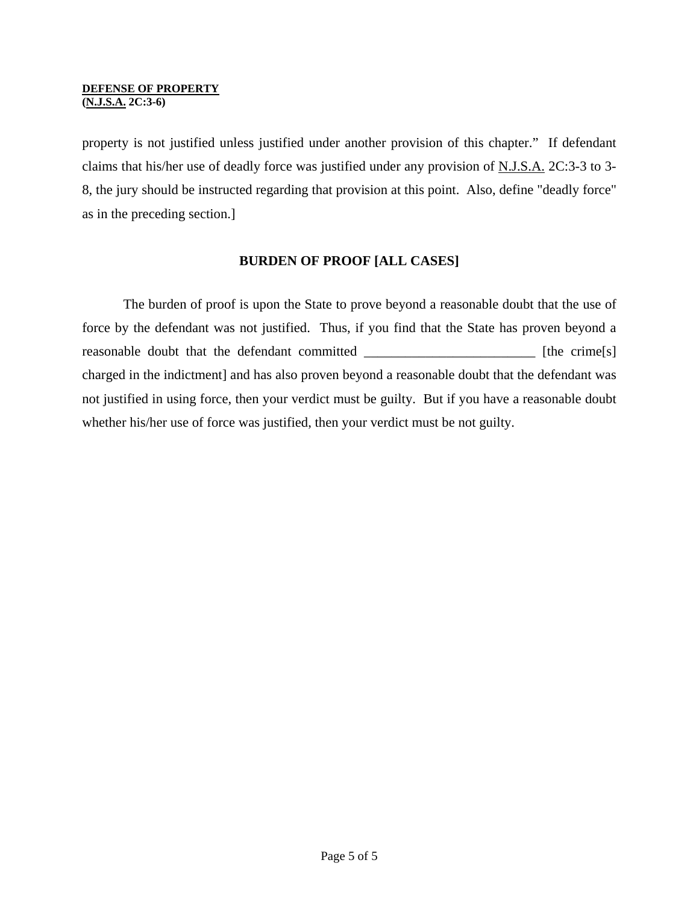property is not justified unless justified under another provision of this chapter." If defendant claims that his/her use of deadly force was justified under any provision of N.J.S.A. 2C:3-3 to 3-8, the jury should be instructed regarding that provision at this point. Also, define "deadly force" as in the preceding section.]

## BURDEN OF PROOF [ALL CASES]

The burden of proof is upon the State to prove beyond a reasonable doubt that the use of force by the defendant was not justified. Thus, if you find that the State has proven beyond a reasonable doubt that the defendant committed _________________________ [the crime[s] charged in the indictment] and has also proven beyond a reasonable doubt that the defendant was not justified in using force, then your verdict must be guilty. But if you have a reasonable doubt whether his/her use of force was justified, then your verdict must be not guilty.